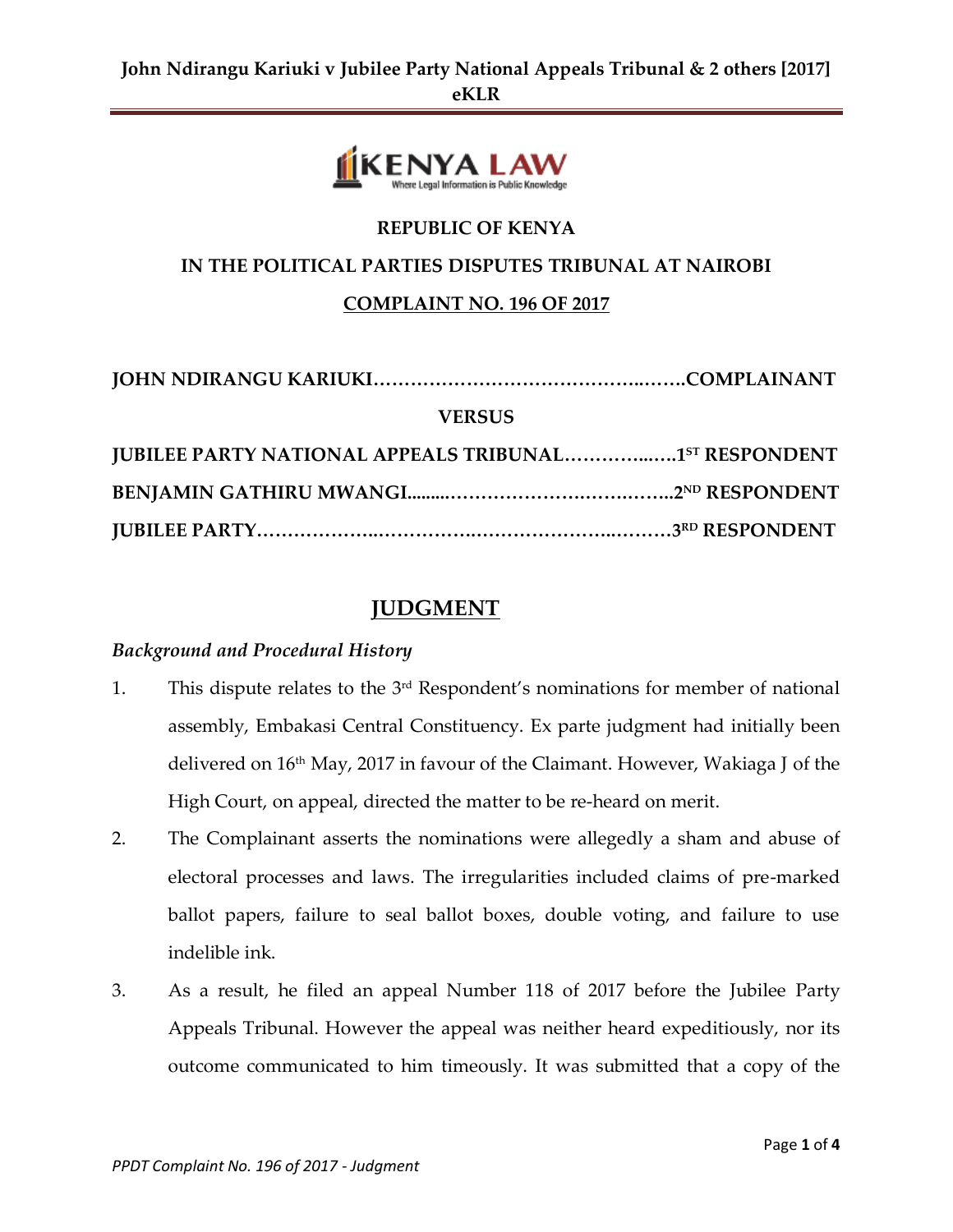**REPUBLIC OF KENYA**

**IN THE POLITICAL PARTIES DISPUTES TRIBUNAL AT NAIROBI**

**COMPLAINT NO. 196 OF 2017**

**JOHN NDIRANGU KARIUKI……………………………………..…….COMPLAINANT**

**VERSUS**

**JUBILEE PARTY NATIONAL APPEALS TRIBUNAL…………..…..1ST RESPONDENT**

**BENJAMIN GATHIRU MWANGI.........……………….…….….…..2ND RESPONDENT**

**JUBILEE PARTY………………..…………….…………………..……….3RD RESPONDENT**

## JUDGMENT

### *Background and Procedural History*

1. This dispute relates to the 3rd Respondent's nominations for member of national assembly, Embakasi Central Constituency. Ex parte judgment had initially been delivered on 16th May, 2017 in favour of the Claimant. However, Wakiaga J of the High Court, on appeal, directed the matter to be re-heard on merit.
2. The Complainant asserts the nominations were allegedly a sham and abuse of electoral processes and laws. The irregularities included claims of pre-marked ballot papers, failure to seal ballot boxes, double voting, and failure to use indelible ink.
3. As a result, he filed an appeal Number 118 of 2017 before the Jubilee Party Appeals Tribunal. However the appeal was neither heard expeditiously, nor its outcome communicated to him timeously. It was submitted that a copy of the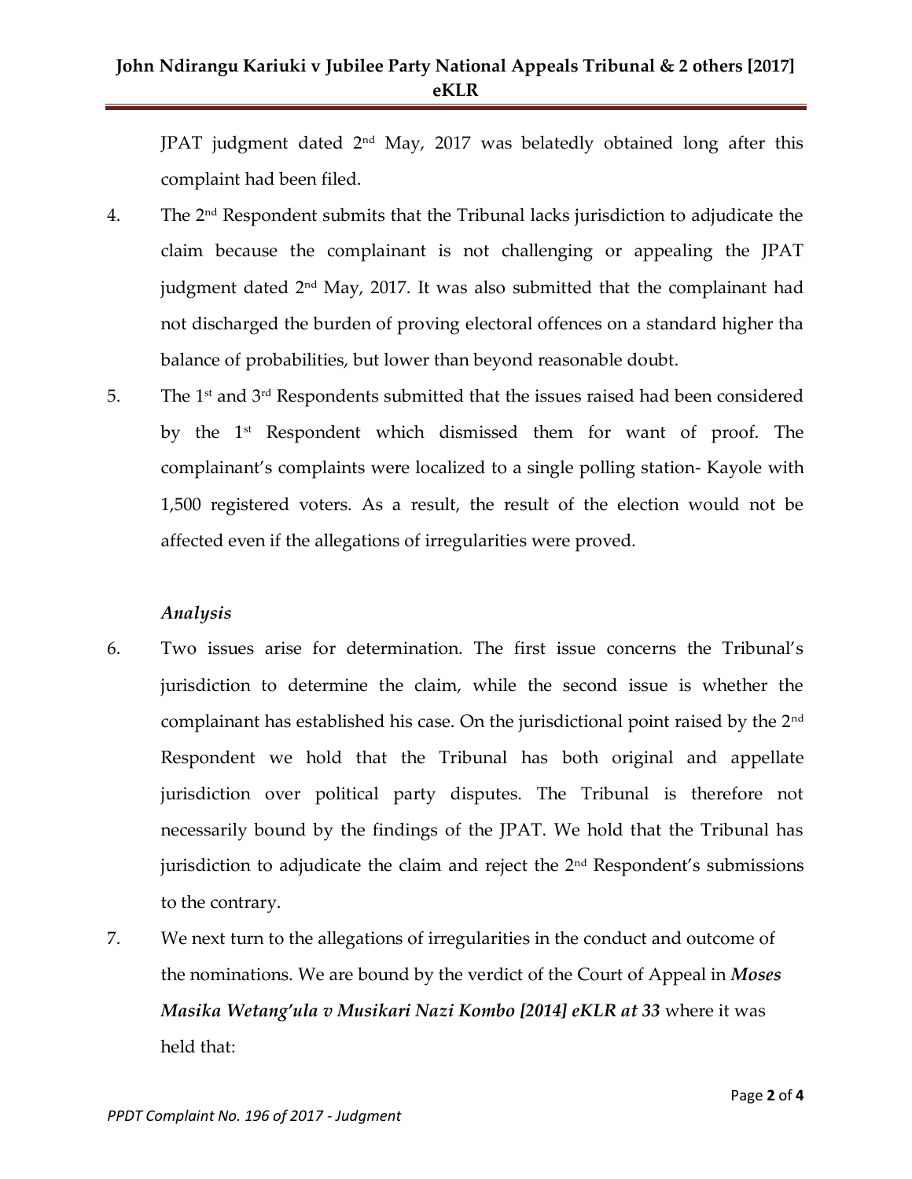JPAT judgment dated 2nd May, 2017 was belatedly obtained long after this complaint had been filed.

4. The 2nd Respondent submits that the Tribunal lacks jurisdiction to adjudicate the claim because the complainant is not challenging or appealing the JPAT judgment dated 2nd May, 2017. It was also submitted that the complainant had not discharged the burden of proving electoral offences on a standard higher tha balance of probabilities, but lower than beyond reasonable doubt.

5. The 1st and 3rd Respondents submitted that the issues raised had been considered by the 1st Respondent which dismissed them for want of proof. The complainant's complaints were localized to a single polling station- Kayole with 1,500 registered voters. As a result, the result of the election would not be affected even if the allegations of irregularities were proved.

*Analysis*

6. Two issues arise for determination. The first issue concerns the Tribunal's jurisdiction to determine the claim, while the second issue is whether the complainant has established his case. On the jurisdictional point raised by the 2nd Respondent we hold that the Tribunal has both original and appellate jurisdiction over political party disputes. The Tribunal is therefore not necessarily bound by the findings of the JPAT. We hold that the Tribunal has jurisdiction to adjudicate the claim and reject the 2nd Respondent's submissions to the contrary.

7. We next turn to the allegations of irregularities in the conduct and outcome of the nominations. We are bound by the verdict of the Court of Appeal in ***Moses Masika Wetang'ula v Musikari Nazi Kombo [2014] eKLR at 33*** where it was held that: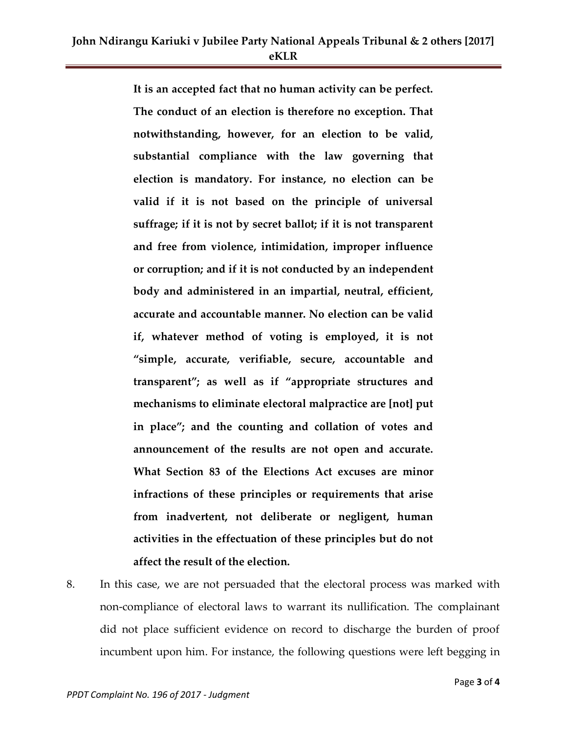> **It is an accepted fact that no human activity can be perfect. The conduct of an election is therefore no exception. That notwithstanding, however, for an election to be valid, substantial compliance with the law governing that election is mandatory. For instance, no election can be valid if it is not based on the principle of universal suffrage; if it is not by secret ballot; if it is not transparent and free from violence, intimidation, improper influence or corruption; and if it is not conducted by an independent body and administered in an impartial, neutral, efficient, accurate and accountable manner. No election can be valid if, whatever method of voting is employed, it is not "simple, accurate, verifiable, secure, accountable and transparent"; as well as if "appropriate structures and mechanisms to eliminate electoral malpractice are [not] put in place"; and the counting and collation of votes and announcement of the results are not open and accurate. What Section 83 of the Elections Act excuses are minor infractions of these principles or requirements that arise from inadvertent, not deliberate or negligent, human activities in the effectuation of these principles but do not affect the result of the election.**

8. In this case, we are not persuaded that the electoral process was marked with non-compliance of electoral laws to warrant its nullification. The complainant did not place sufficient evidence on record to discharge the burden of proof incumbent upon him. For instance, the following questions were left begging in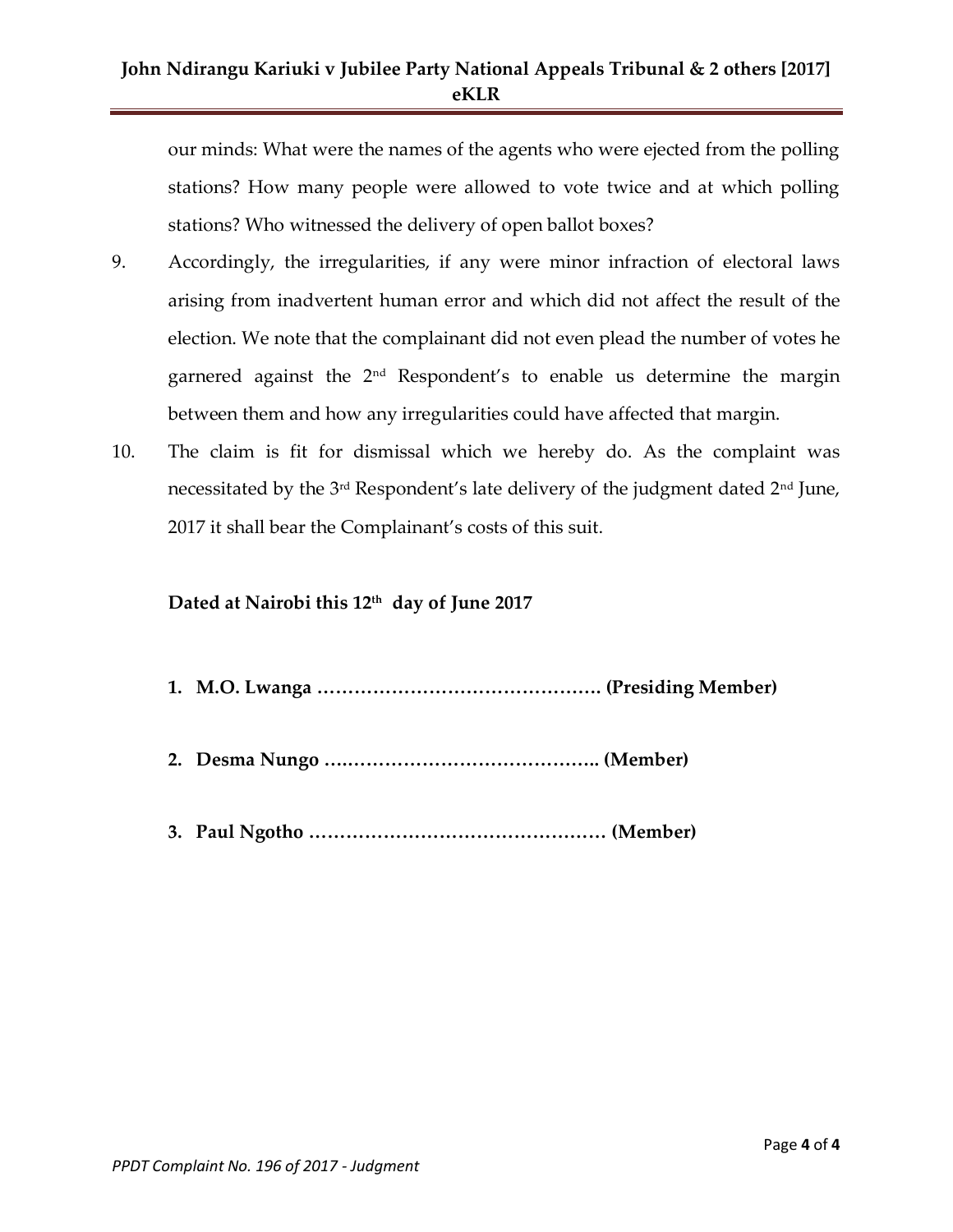our minds: What were the names of the agents who were ejected from the polling stations? How many people were allowed to vote twice and at which polling stations? Who witnessed the delivery of open ballot boxes?

9. Accordingly, the irregularities, if any were minor infraction of electoral laws arising from inadvertent human error and which did not affect the result of the election. We note that the complainant did not even plead the number of votes he garnered against the 2nd Respondent's to enable us determine the margin between them and how any irregularities could have affected that margin.

10. The claim is fit for dismissal which we hereby do. As the complaint was necessitated by the 3rd Respondent's late delivery of the judgment dated 2nd June, 2017 it shall bear the Complainant's costs of this suit.

**Dated at Nairobi this 12th day of June 2017**

1. **M.O. Lwanga ………………………………………. (Presiding Member)**
2. **Desma Nungo …………………………………….. (Member)**
3. **Paul Ngotho ………………………………………… (Member)**